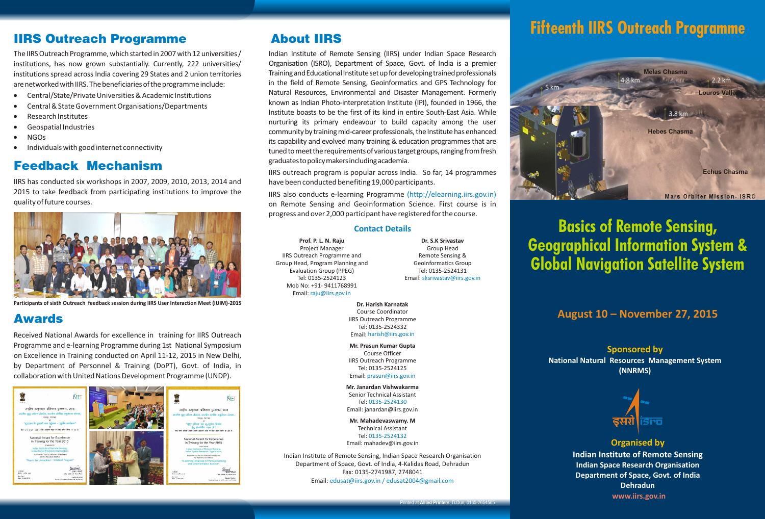## IIRS Outreach Programme

The IIRS Outreach Programme, which started in 2007 with 12 universities / institutions, has now grown substantially. Currently, 222 universities/ institutions spread across India covering 29 States and 2 union territories are networked with IIRS. The beneficiaries of the programme include:

- Central/State/Private Universities & Academic Institutions
- Central & State Government Organisations/Departments
- Research Institutes
- Geospatial Industries
- NGOs
- Individuals with good internet connectivity

## Feedback Mechanism

IIRS has conducted six workshops in 2007, 2009, 2010, 2013, 2014 and 2015 to take feedback from participating institutions to improve the quality of future courses.

Participants of sixth Outreach feedback session during IIRS User Interaction Meet (IUIM)-2015

## Awards

Received National Awards for excellence in training for IIRS Outreach Programme and e-learning Programme during 1st National Symposium on Excellence in Training conducted on April 11-12, 2015 in New Delhi, by Department of Personnel & Training (DoPT), Govt. of India, in collaboration with United Nations Development Programme (UNDP).

## About IIRS

Indian Institute of Remote Sensing (IIRS) under Indian Space Research Organisation (ISRO), Department of Space, Govt. of India is a premier Training and Educational Institute set up for developing trained professionals in the field of Remote Sensing, Geoinformatics and GPS Technology for Natural Resources, Environmental and Disaster Management. Formerly known as Indian Photo-interpretation Institute (IPI), founded in 1966, the Institute boasts to be the first of its kind in entire South-East Asia. While nurturing its primary endeavour to build capacity among the user community by training mid-career professionals, the Institute has enhanced its capability and evolved many training & education programmes that are tuned to meet the requirements of various target groups, ranging from fresh graduates to policy makers including academia.

IIRS outreach program is popular across India. So far, 14 programmes have been conducted benefiting 19,000 participants.

IIRS also conducts e-learning Programme (http://elearning.iirs.gov.in) on Remote Sensing and Geoinformation Science. First course is in progress and over 2,000 participant have registered for the course.

### Contact Details

**Prof. P. L. N. Raju**
Project Manager
IIRS Outreach Programme and
Group Head, Program Planning and Evaluation Group (PPEG)
Tel: 0135-2524123
Mob No: +91- 9411768991
Email: raju@iirs.gov.in

**Dr. S.K Srivastav**
Group Head
Remote Sensing & Geoinformatics Group
Tel: 0135-2524131
Email: sksrivastav@iirs.gov.in

**Dr. Harish Karnatak**
Course Coordinator
IIRS Outreach Programme
Tel: 0135-2524332
Email: harish@iirs.gov.in

**Mr. Prasun Kumar Gupta**
Course Officer
IIRS Outreach Programme
Tel: 0135-2524125
Email: prasun@iirs.gov.in

**Mr. Janardan Vishwakarma**
Senior Technical Assistant
Tel: 0135-2524130
Email: janardan@iirs.gov.in

**Mr. Mahadevaswamy. M**
Technical Assistant
Tel: 0135-2524132
Email: mahadev@iirs.gov.in

Indian Institute of Remote Sensing, Indian Space Research Organisation
Department of Space, Govt. of India, 4-Kalidas Road, Dehradun
Fax: 0135-2741987, 2748041
Email: edusat@iirs.gov.in / edusat2004@gmail.com

Printed at **Allied Printers**, D.Dun. 0135-2654505

# Fifteenth IIRS Outreach Programme

Mars Orbiter Mission- ISRO

# Basics of Remote Sensing, Geographical Information System & Global Navigation Satellite System

### August 10 – November 27, 2015

**Sponsored by**
**National Natural Resources Management System (NNRMS)**

**Organised by**
**Indian Institute of Remote Sensing**
**Indian Space Research Organisation**
**Department of Space, Govt. of India**
**Dehradun**
**www.iirs.gov.in**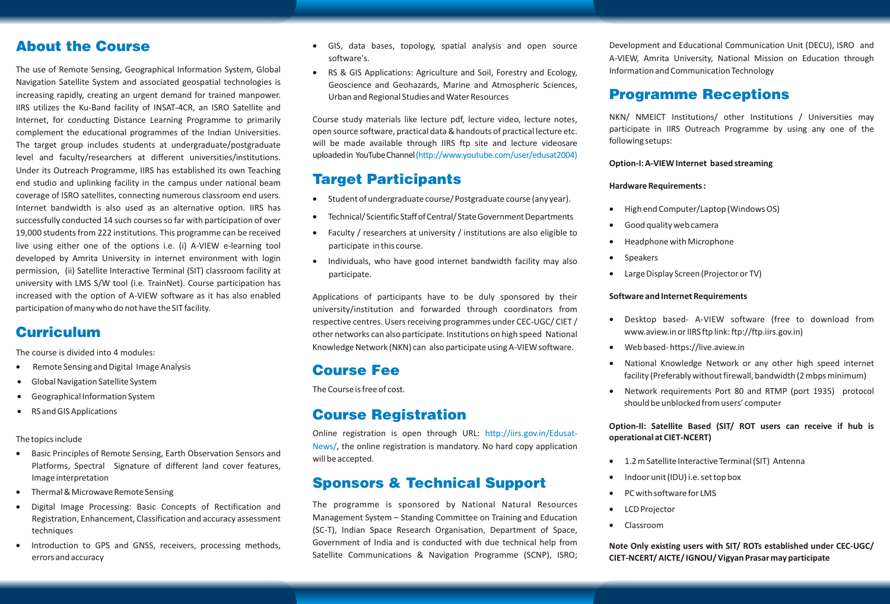## About the Course

The use of Remote Sensing, Geographical Information System, Global Navigation Satellite System and associated geospatial technologies is increasing rapidly, creating an urgent demand for trained manpower. IIRS utilizes the Ku-Band facility of INSAT-4CR, an ISRO Satellite and Internet, for conducting Distance Learning Programme to primarily complement the educational programmes of the Indian Universities. The target group includes students at undergraduate/postgraduate level and faculty/researchers at different universities/institutions. Under its Outreach Programme, IIRS has established its own Teaching end studio and uplinking facility in the campus under national beam coverage of ISRO satellites, connecting numerous classroom end users. Internet bandwidth is also used as an alternative option. IIRS has successfully conducted 14 such courses so far with participation of over 19,000 students from 222 institutions. This programme can be received live using either one of the options i.e. (i) A-VIEW e-learning tool developed by Amrita University in internet environment with login permission, (ii) Satellite Interactive Terminal (SIT) classroom facility at university with LMS S/W tool (i.e. TrainNet). Course participation has increased with the option of A-VIEW software as it has also enabled participation of many who do not have the SIT facility.

## Curriculum

The course is divided into 4 modules:

- Remote Sensing and Digital Image Analysis
- Global Navigation Satellite System
- Geographical Information System
- RS and GIS Applications

The topics include

- Basic Principles of Remote Sensing, Earth Observation Sensors and Platforms, Spectral Signature of different land cover features, Image interpretation
- Thermal & Microwave Remote Sensing
- Digital Image Processing: Basic Concepts of Rectification and Registration, Enhancement, Classification and accuracy assessment techniques
- Introduction to GPS and GNSS, receivers, processing methods, errors and accuracy
- GIS, data bases, topology, spatial analysis and open source software's.
- RS & GIS Applications: Agriculture and Soil, Forestry and Ecology, Geoscience and Geohazards, Marine and Atmospheric Sciences, Urban and Regional Studies and Water Resources

Course study materials like lecture pdf, lecture video, lecture notes, open source software, practical data & handouts of practical lecture etc. will be made available through IIRS ftp site and lecture videosare uploaded in YouTube Channel (http://www.youtube.com/user/edusat2004)

## Target Participants

- Student of undergraduate course/ Postgraduate course (any year).
- Technical/ Scientific Staff of Central/ State Government Departments
- Faculty / researchers at university / institutions are also eligible to participate in this course.
- Individuals, who have good internet bandwidth facility may also participate.

Applications of participants have to be duly sponsored by their university/institution and forwarded through coordinators from respective centres. Users receiving programmes under CEC-UGC/ CIET / other networks can also participate. Institutions on high speed National Knowledge Network (NKN) can also participate using A-VIEW software.

## Course Fee

The Course is free of cost.

## Course Registration

Online registration is open through URL: http://iirs.gov.in/Edusat-News/, the online registration is mandatory. No hard copy application will be accepted.

## Sponsors & Technical Support

The programme is sponsored by National Natural Resources Management System – Standing Committee on Training and Education (SC-T), Indian Space Research Organisation, Department of Space, Government of India and is conducted with due technical help from Satellite Communications & Navigation Programme (SCNP), ISRO; Development and Educational Communication Unit (DECU), ISRO and A-VIEW, Amrita University, National Mission on Education through Information and Communication Technology

## Programme Receptions

NKN/ NMEICT Institutions/ other Institutions / Universities may participate in IIRS Outreach Programme by using any one of the following setups:

**Option-I: A-VIEW Internet based streaming**

**Hardware Requirements :**

- High end Computer/Laptop (Windows OS)
- Good quality web camera
- Headphone with Microphone
- Speakers
- Large Display Screen (Projector or TV)

**Software and Internet Requirements**

- Desktop based- A-VIEW software (free to download from www.aview.in or IIRS ftp link: ftp://ftp.iirs.gov.in)
- Web based- https://live.aview.in
- National Knowledge Network or any other high speed internet facility (Preferably without firewall, bandwidth (2 mbps minimum)
- Network requirements Port 80 and RTMP (port 1935) protocol should be unblocked from users' computer

**Option-II: Satellite Based (SIT/ ROT users can receive if hub is operational at CIET-NCERT)**

- 1.2 m Satellite Interactive Terminal (SIT) Antenna
- Indoor unit (IDU) i.e. set top box
- PC with software for LMS
- LCD Projector
- Classroom

**Note Only existing users with SIT/ ROTs established under CEC-UGC/ CIET-NCERT/ AICTE/ IGNOU/ Vigyan Prasar may participate**